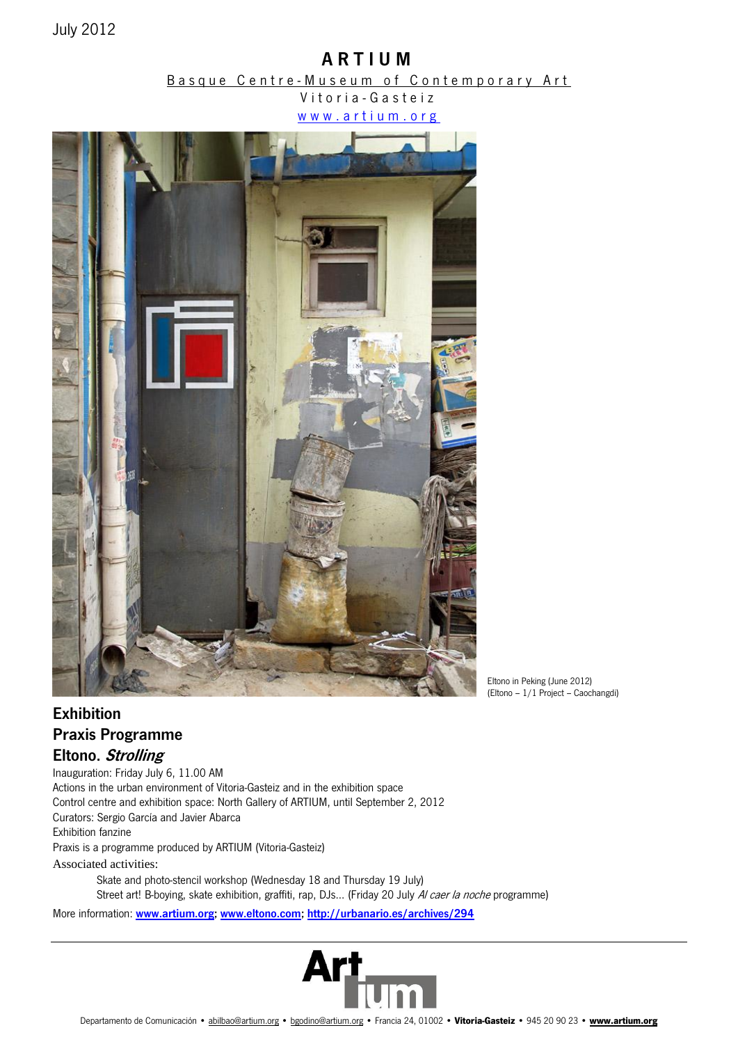July 2012

# ARTIUM

Basque Centre-Museum of Contemporary Art

Vitoria-Gasteiz

www.artium.org

Eltono in Peking (June 2012)
(Eltono – 1/1 Project – Caochangdi)

## Exhibition
## Praxis Programme
## Eltono. *Strolling*

Inauguration: Friday July 6, 11.00 AM
Actions in the urban environment of Vitoria-Gasteiz and in the exhibition space
Control centre and exhibition space: North Gallery of ARTIUM, until September 2, 2012
Curators: Sergio García and Javier Abarca
Exhibition fanzine
Praxis is a programme produced by ARTIUM (Vitoria-Gasteiz)
Associated activities:

- Skate and photo-stencil workshop (Wednesday 18 and Thursday 19 July)
- Street art! B-boying, skate exhibition, graffiti, rap, DJs... (Friday 20 July *Al caer la noche* programme)

More information: **www.artium.org**; **www.eltono.com**; **http://urbanario.es/archives/294**

Departamento de Comunicación • abilbao@artium.org • bgodino@artium.org • Francia 24, 01002 • **Vitoria-Gasteiz** • 945 20 90 23 • **www.artium.org**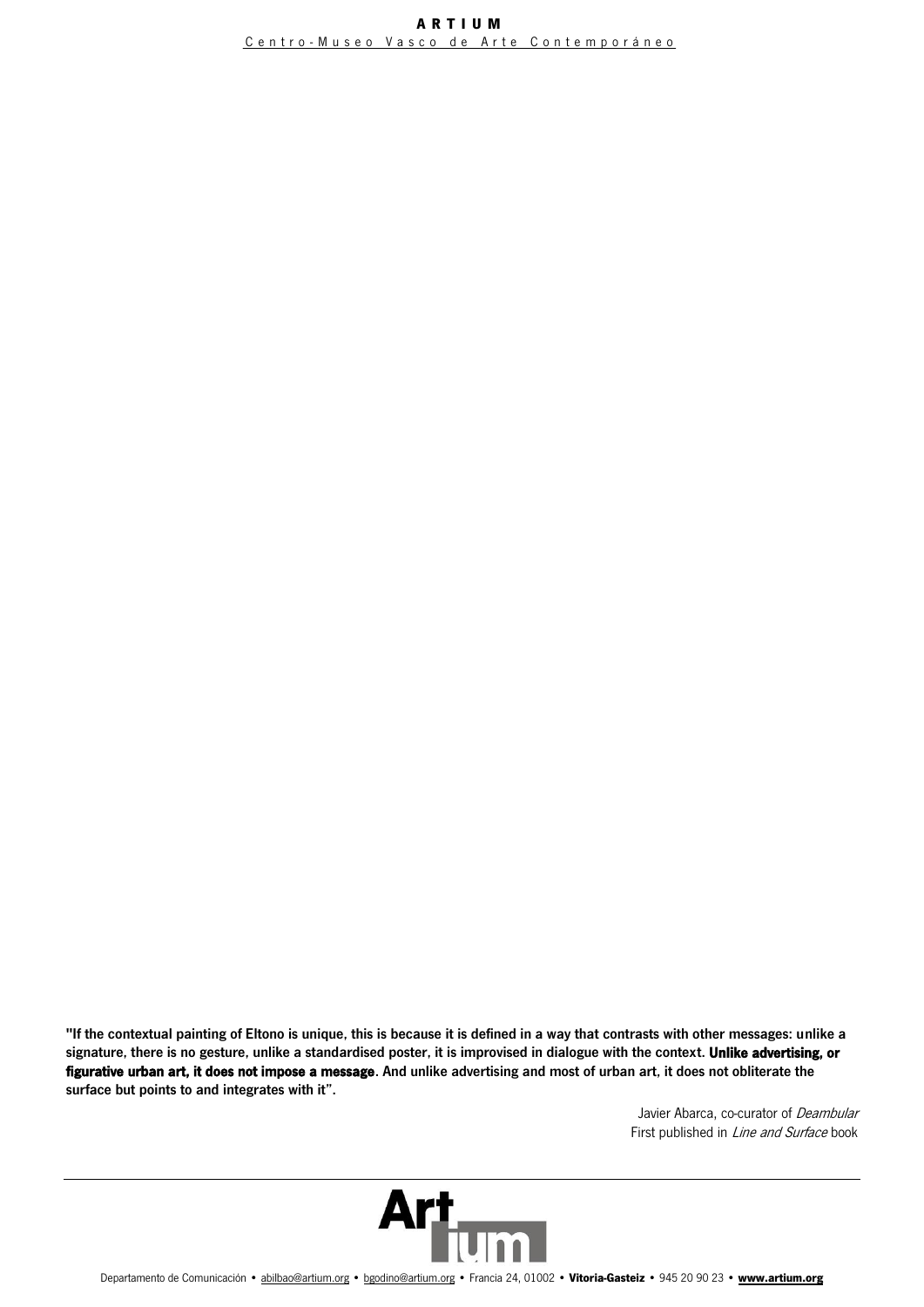**"If the contextual painting of Eltono is unique, this is because it is defined in a way that contrasts with other messages: unlike a signature, there is no gesture, unlike a standardised poster, it is improvised in dialogue with the context. Unlike advertising, or figurative urban art, it does not impose a message. And unlike advertising and most of urban art, it does not obliterate the surface but points to and integrates with it".**

Javier Abarca, co-curator of *Deambular*
First published in *Line and Surface* book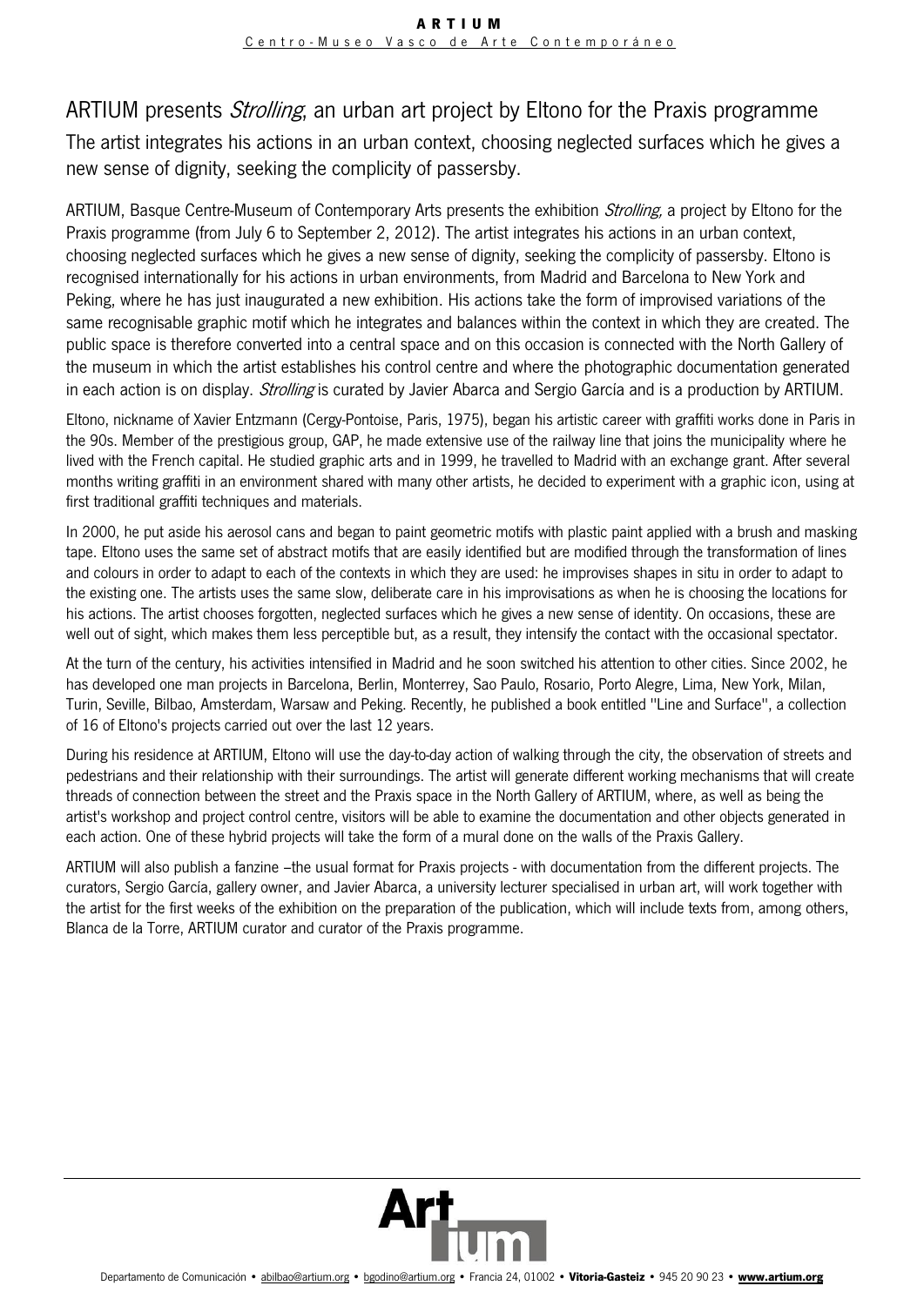# ARTIUM presents *Strolling*, an urban art project by Eltono for the Praxis programme

## The artist integrates his actions in an urban context, choosing neglected surfaces which he gives a new sense of dignity, seeking the complicity of passersby.

ARTIUM, Basque Centre-Museum of Contemporary Arts presents the exhibition *Strolling,* a project by Eltono for the Praxis programme (from July 6 to September 2, 2012). The artist integrates his actions in an urban context, choosing neglected surfaces which he gives a new sense of dignity, seeking the complicity of passersby. Eltono is recognised internationally for his actions in urban environments, from Madrid and Barcelona to New York and Peking, where he has just inaugurated a new exhibition. His actions take the form of improvised variations of the same recognisable graphic motif which he integrates and balances within the context in which they are created. The public space is therefore converted into a central space and on this occasion is connected with the North Gallery of the museum in which the artist establishes his control centre and where the photographic documentation generated in each action is on display. *Strolling* is curated by Javier Abarca and Sergio García and is a production by ARTIUM.

Eltono, nickname of Xavier Entzmann (Cergy-Pontoise, Paris, 1975), began his artistic career with graffiti works done in Paris in the 90s. Member of the prestigious group, GAP, he made extensive use of the railway line that joins the municipality where he lived with the French capital. He studied graphic arts and in 1999, he travelled to Madrid with an exchange grant. After several months writing graffiti in an environment shared with many other artists, he decided to experiment with a graphic icon, using at first traditional graffiti techniques and materials.

In 2000, he put aside his aerosol cans and began to paint geometric motifs with plastic paint applied with a brush and masking tape. Eltono uses the same set of abstract motifs that are easily identified but are modified through the transformation of lines and colours in order to adapt to each of the contexts in which they are used: he improvises shapes in situ in order to adapt to the existing one. The artists uses the same slow, deliberate care in his improvisations as when he is choosing the locations for his actions. The artist chooses forgotten, neglected surfaces which he gives a new sense of identity. On occasions, these are well out of sight, which makes them less perceptible but, as a result, they intensify the contact with the occasional spectator.

At the turn of the century, his activities intensified in Madrid and he soon switched his attention to other cities. Since 2002, he has developed one man projects in Barcelona, Berlin, Monterrey, Sao Paulo, Rosario, Porto Alegre, Lima, New York, Milan, Turin, Seville, Bilbao, Amsterdam, Warsaw and Peking. Recently, he published a book entitled "Line and Surface", a collection of 16 of Eltono's projects carried out over the last 12 years.

During his residence at ARTIUM, Eltono will use the day-to-day action of walking through the city, the observation of streets and pedestrians and their relationship with their surroundings. The artist will generate different working mechanisms that will create threads of connection between the street and the Praxis space in the North Gallery of ARTIUM, where, as well as being the artist's workshop and project control centre, visitors will be able to examine the documentation and other objects generated in each action. One of these hybrid projects will take the form of a mural done on the walls of the Praxis Gallery.

ARTIUM will also publish a fanzine –the usual format for Praxis projects - with documentation from the different projects. The curators, Sergio García, gallery owner, and Javier Abarca, a university lecturer specialised in urban art, will work together with the artist for the first weeks of the exhibition on the preparation of the publication, which will include texts from, among others, Blanca de la Torre, ARTIUM curator and curator of the Praxis programme.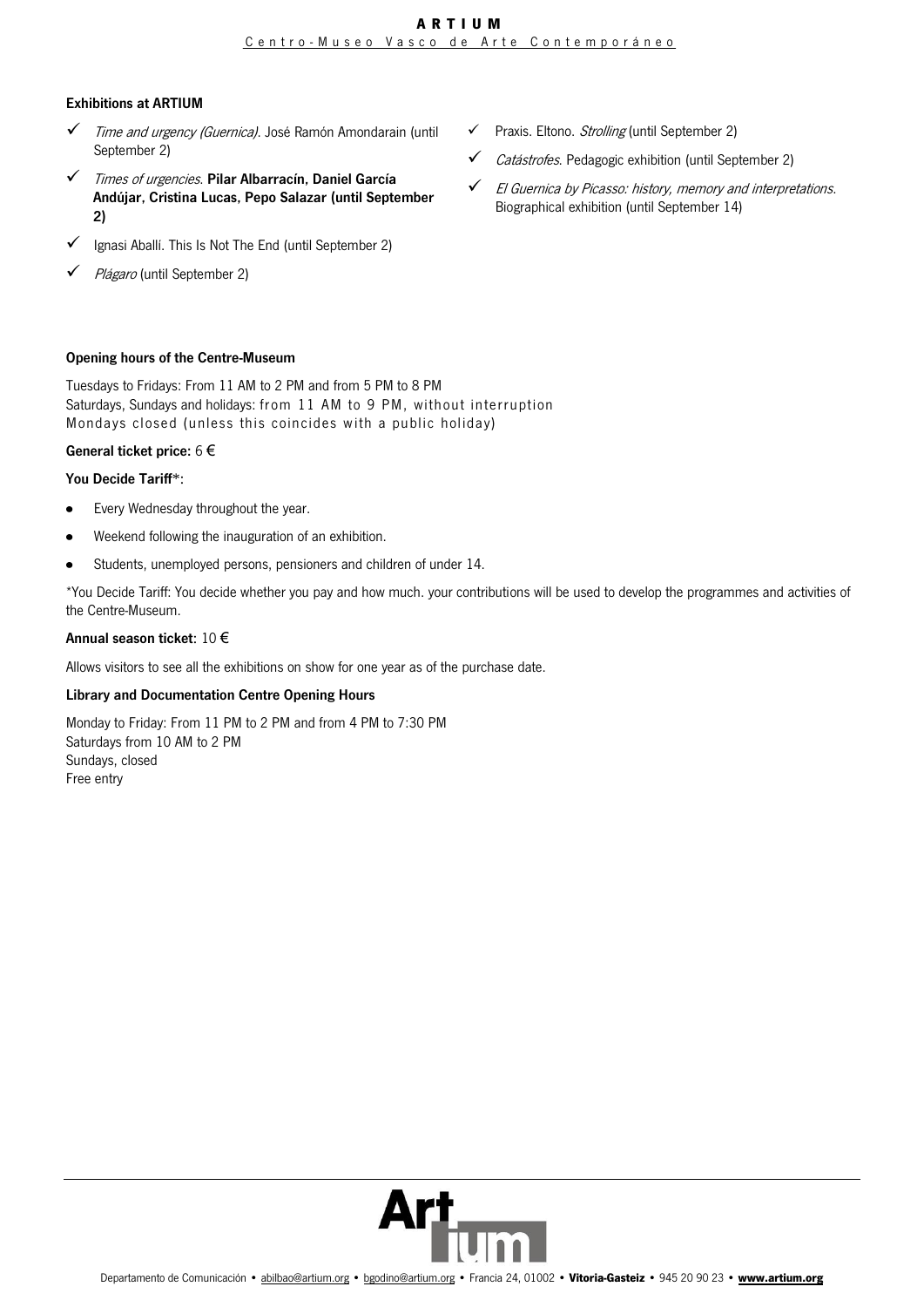**Exhibitions at ARTIUM**

- *Time and urgency (Guernica)*. José Ramón Amondarain (until September 2)
- *Times of urgencies*. **Pilar Albarracín, Daniel García Andújar, Cristina Lucas, Pepo Salazar (until September 2)**
- Ignasi Aballí. This Is Not The End (until September 2)
- *Plágaro* (until September 2)
- Praxis. Eltono. *Strolling* (until September 2)
- *Catástrofes*. Pedagogic exhibition (until September 2)
- *El Guernica by Picasso: history, memory and interpretations*. Biographical exhibition (until September 14)

**Opening hours of the Centre-Museum**

Tuesdays to Fridays: From 11 AM to 2 PM and from 5 PM to 8 PM
Saturdays, Sundays and holidays: from 11 AM to 9 PM, without interruption
Mondays closed (unless this coincides with a public holiday)

**General ticket price:** 6 €

**You Decide Tariff***:

- Every Wednesday throughout the year.
- Weekend following the inauguration of an exhibition.
- Students, unemployed persons, pensioners and children of under 14.

*You Decide Tariff: You decide whether you pay and how much. your contributions will be used to develop the programmes and activities of the Centre-Museum.

**Annual season ticket**: 10 €

Allows visitors to see all the exhibitions on show for one year as of the purchase date.

**Library and Documentation Centre Opening Hours**

Monday to Friday: From 11 PM to 2 PM and from 4 PM to 7:30 PM
Saturdays from 10 AM to 2 PM
Sundays, closed
Free entry